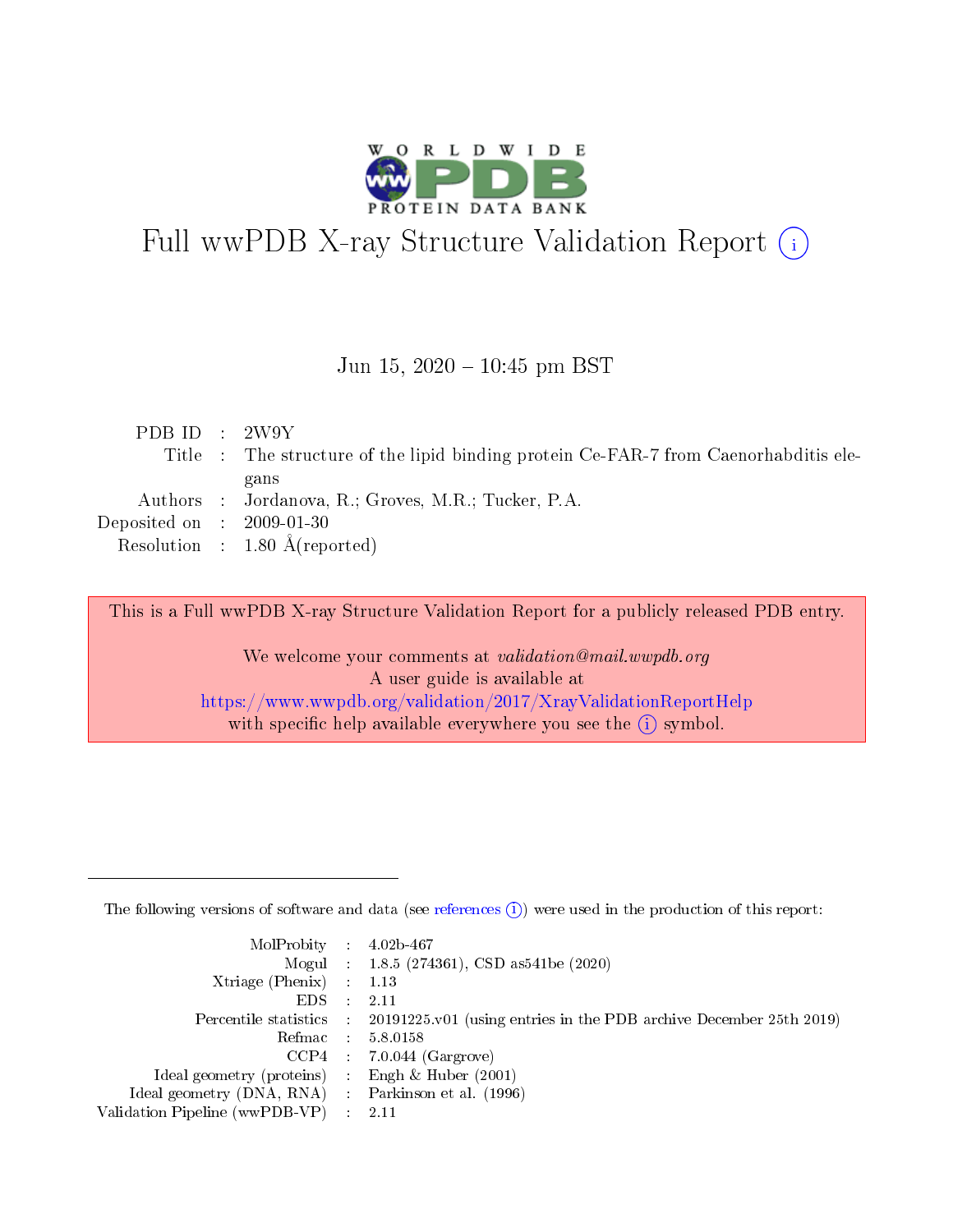# Full wwPDB X-ray Structure Validation Report (i)

Jun 15, 2020 – 10:45 pm BST

| | | |
|---|---|---|
| PDB ID | : | 2W9Y |
| Title | : | The structure of the lipid binding protein Ce-FAR-7 from Caenorhabditis elegans |
| Authors | : | Jordanova, R.; Groves, M.R.; Tucker, P.A. |
| Deposited on | : | 2009-01-30 |
| Resolution | : | 1.80 Å(reported) |

This is a Full wwPDB X-ray Structure Validation Report for a publicly released PDB entry.

We welcome your comments at *validation@mail.wwpdb.org*
A user guide is available at
https://www.wwpdb.org/validation/2017/XrayValidationReportHelp
with specific help available everywhere you see the (i) symbol.

The following versions of software and data (see references (i)) were used in the production of this report:

| | | |
|---|---|---|
| MolProbity | : | 4.02b-467 |
| Mogul | : | 1.8.5 (274361), CSD as541be (2020) |
| Xtriage (Phenix) | : | 1.13 |
| EDS | : | 2.11 |
| Percentile statistics | : | 20191225.v01 (using entries in the PDB archive December 25th 2019) |
| Refmac | : | 5.8.0158 |
| CCP4 | : | 7.0.044 (Gargrove) |
| Ideal geometry (proteins) | : | Engh & Huber (2001) |
| Ideal geometry (DNA, RNA) | : | Parkinson et al. (1996) |
| Validation Pipeline (wwPDB-VP) | : | 2.11 |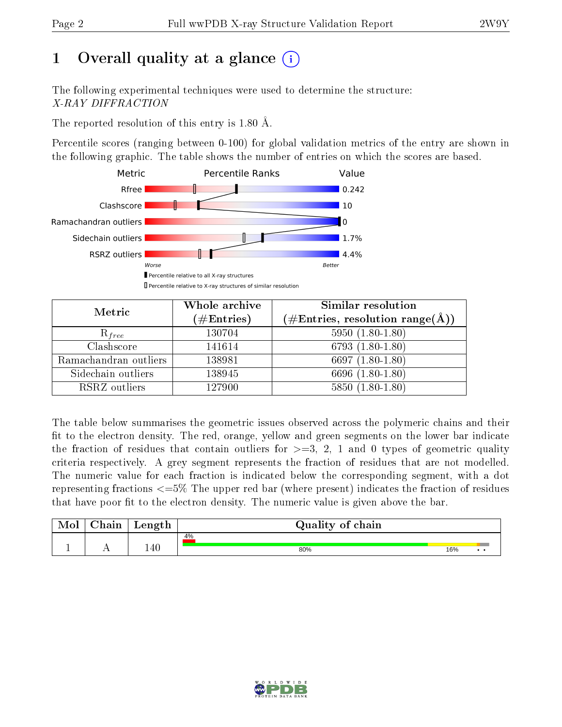# 1 Overall quality at a glance

The following experimental techniques were used to determine the structure: *X-RAY DIFFRACTION*

The reported resolution of this entry is 1.80 Å.

Percentile scores (ranging between 0-100) for global validation metrics of the entry are shown in the following graphic. The table shows the number of entries on which the scores are based.

| Metric | Value |
|---|---|
| Rfree | 0.242 |
| Clashscore | 10 |
| Ramachandran outliers | 0 |
| Sidechain outliers | 1.7% |
| RSRZ outliers | 4.4% |

| Metric | Whole archive (#Entries) | Similar resolution (#Entries, resolution range(Å)) |
|---|---|---|
| $R_{free}$ | 130704 | 5950 (1.80-1.80) |
| Clashscore | 141614 | 6793 (1.80-1.80) |
| Ramachandran outliers | 138981 | 6697 (1.80-1.80) |
| Sidechain outliers | 138945 | 6696 (1.80-1.80) |
| RSRZ outliers | 127900 | 5850 (1.80-1.80) |

The table below summarises the geometric issues observed across the polymeric chains and their fit to the electron density. The red, orange, yellow and green segments on the lower bar indicate the fraction of residues that contain outliers for >=3, 2, 1 and 0 types of geometric quality criteria respectively. A grey segment represents the fraction of residues that are not modelled. The numeric value for each fraction is indicated below the corresponding segment, with a dot representing fractions <=5% The upper red bar (where present) indicates the fraction of residues that have poor fit to the electron density. The numeric value is given above the bar.

| Mol | Chain | Length | Quality of chain |
|---|---|---|---|
| 1 | A | 140 | 4%<br>80% 16% • • |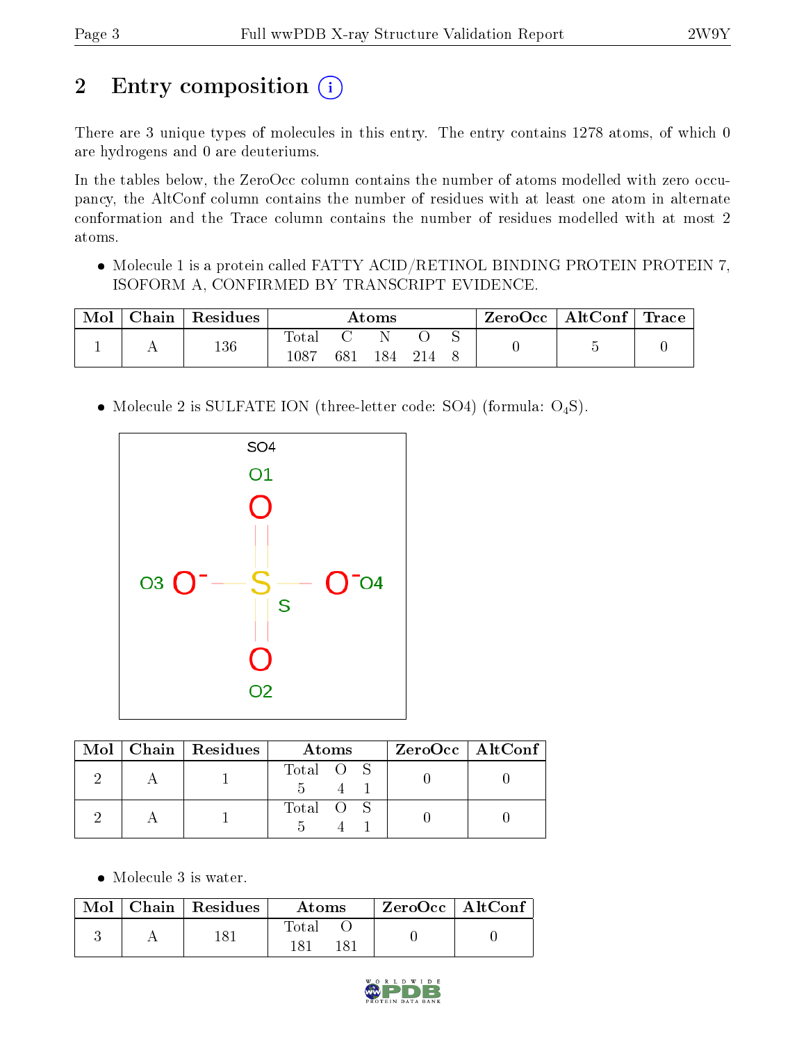# 2 Entry composition

There are 3 unique types of molecules in this entry. The entry contains 1278 atoms, of which 0 are hydrogens and 0 are deuteriums.

In the tables below, the ZeroOcc column contains the number of atoms modelled with zero occupancy, the AltConf column contains the number of residues with at least one atom in alternate conformation and the Trace column contains the number of residues modelled with at most 2 atoms.

- Molecule 1 is a protein called FATTY ACID/RETINOL BINDING PROTEIN PROTEIN 7, ISOFORM A, CONFIRMED BY TRANSCRIPT EVIDENCE.

| Mol | Chain | Residues | Atoms | | | | | ZeroOcc | AltConf | Trace |
|---|---|---|---|---|---|---|---|---|---|---|
| 1 | A | 136 | Total | C | N | O | S | 0 | 5 | 0 |
| | | | 1087 | 681 | 184 | 214 | 8 | | | |

- Molecule 2 is SULFATE ION (three-letter code: SO4) (formula: $O_4S$).

| Mol | Chain | Residues | Atoms | | | ZeroOcc | AltConf |
|---|---|---|---|---|---|---|---|
| 2 | A | 1 | Total | O | S | 0 | 0 |
| | | | 5 | 4 | 1 | | |
| 2 | A | 1 | Total | O | S | 0 | 0 |
| | | | 5 | 4 | 1 | | |

- Molecule 3 is water.

| Mol | Chain | Residues | Atoms | | ZeroOcc | AltConf |
|---|---|---|---|---|---|---|
| 3 | A | 181 | Total | O | 0 | 0 |
| | | | 181 | 181 | | |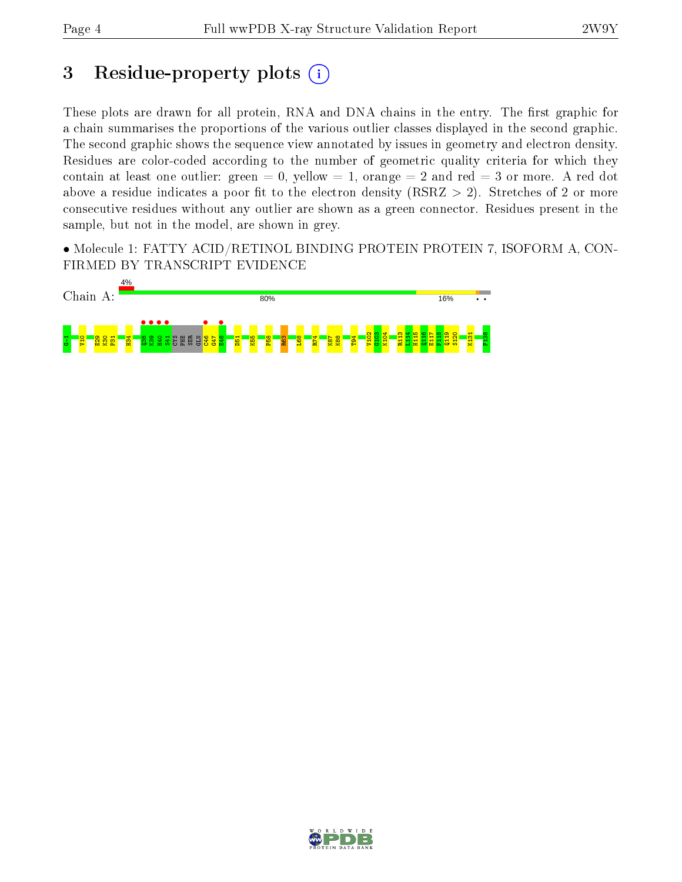# 3 Residue-property plots

These plots are drawn for all protein, RNA and DNA chains in the entry. The first graphic for a chain summarises the proportions of the various outlier classes displayed in the second graphic. The second graphic shows the sequence view annotated by issues in geometry and electron density. Residues are color-coded according to the number of geometric quality criteria for which they contain at least one outlier: green = 0, yellow = 1, orange = 2 and red = 3 or more. A red dot above a residue indicates a poor fit to the electron density (RSRZ > 2). Stretches of 2 or more consecutive residues without any outlier are shown as a green connector. Residues present in the sample, but not in the model, are shown in grey.

• Molecule 1: FATTY ACID/RETINOL BINDING PROTEIN PROTEIN 7, ISOFORM A, CONFIRMED BY TRANSCRIPT EVIDENCE

Chain A: 4% | 80% | 16% | • •

G-1 V10 E29 K30 F31 H34 Q38 K39 H40 S41 CYS PHE SER GLN C46 G47 E48 D51 K55 F58 R63 L68 R74 K87 K88 T94 V102 G103 K104 R113 L114 H115 Q116 E117 F118 Q119 S120 K131 F138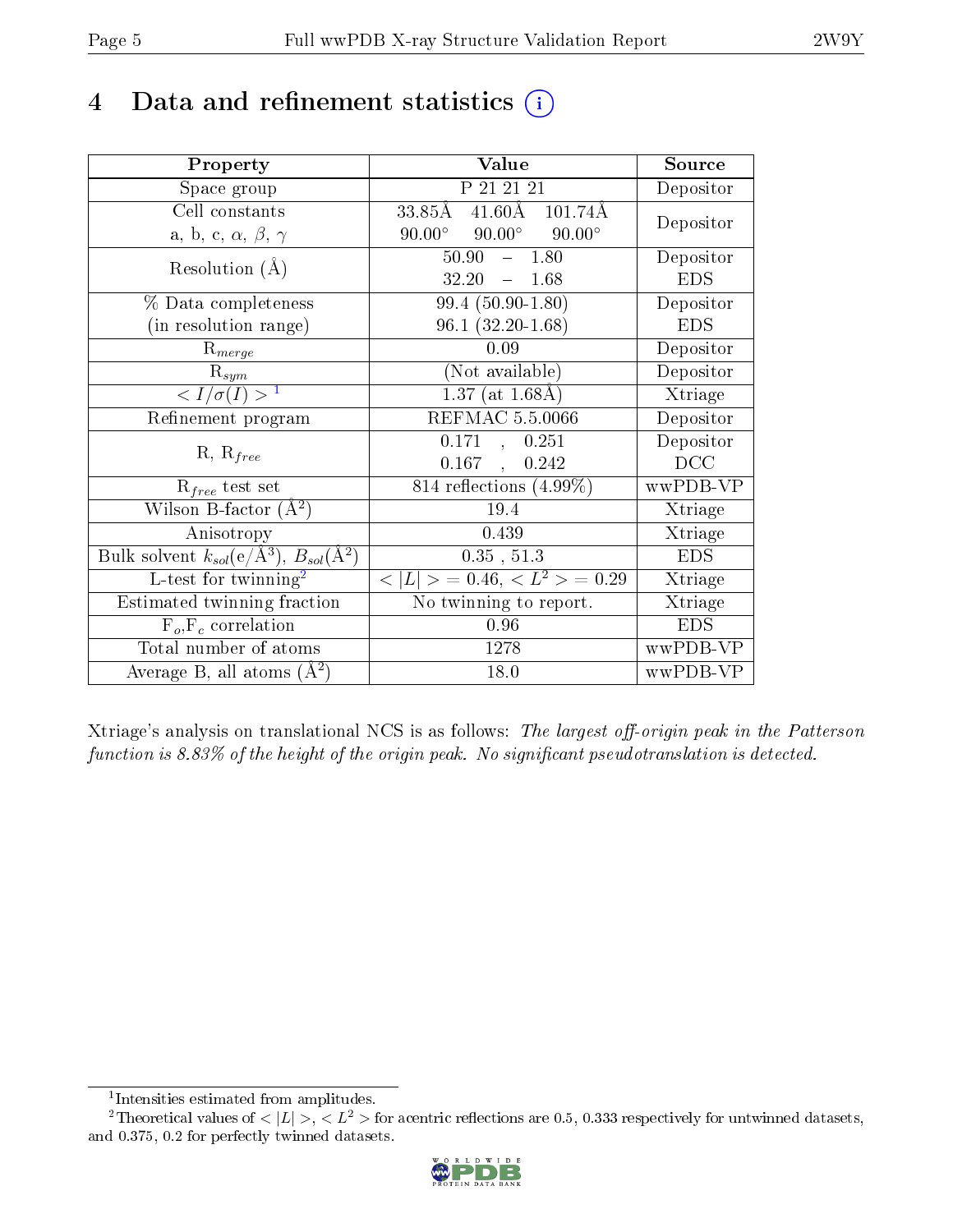# 4 Data and refinement statistics

| Property | Value | Source |
|---|---|---|
| Space group | P 21 21 21 | Depositor |
| Cell constants<br>a, b, c, $\alpha$, $\beta$, $\gamma$ | 33.85Å 41.60Å 101.74Å<br>90.00° 90.00° 90.00° | Depositor |
| Resolution (Å) | 50.90 – 1.80<br>32.20 – 1.68 | Depositor<br>EDS |
| % Data completeness<br>(in resolution range) | 99.4 (50.90-1.80)<br>96.1 (32.20-1.68) | Depositor<br>EDS |
| $R_{merge}$ | 0.09 | Depositor |
| $R_{sym}$ | (Not available) | Depositor |
| $< I/\sigma(I) >$ [1] | 1.37 (at 1.68Å) | Xtriage |
| Refinement program | REFMAC 5.5.0066 | Depositor |
| R, $R_{free}$ | 0.171 , 0.251<br>0.167 , 0.242 | Depositor<br>DCC |
| $R_{free}$ test set | 814 reflections (4.99%) | wwPDB-VP |
| Wilson B-factor (Å$^2$) | 19.4 | Xtriage |
| Anisotropy | 0.439 | Xtriage |
| Bulk solvent $k_{sol}$(e/Å$^3$), $B_{sol}$(Å$^2$) | 0.35 , 51.3 | EDS |
| L-test for twinning[2] | $< \|L\| > = 0.46$, $< L^2 > = 0.29$ | Xtriage |
| Estimated twinning fraction | No twinning to report. | Xtriage |
| $F_o$,$F_c$ correlation | 0.96 | EDS |
| Total number of atoms | 1278 | wwPDB-VP |
| Average B, all atoms (Å$^2$) | 18.0 | wwPDB-VP |

Xtriage's analysis on translational NCS is as follows: *The largest off-origin peak in the Patterson function is 8.83% of the height of the origin peak. No significant pseudotranslation is detected.*

[1] Intensities estimated from amplitudes.

[2] Theoretical values of $< |L| >$, $< L^2 >$ for acentric reflections are 0.5, 0.333 respectively for untwinned datasets, and 0.375, 0.2 for perfectly twinned datasets.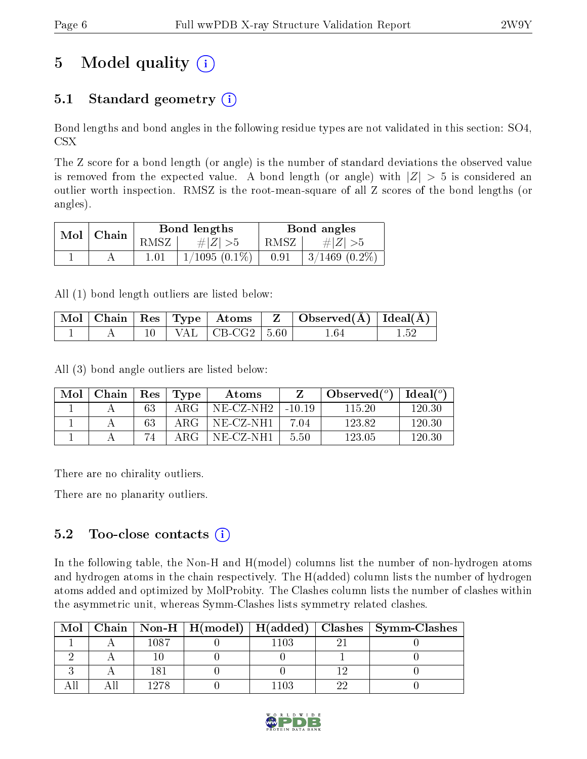# 5 Model quality

## 5.1 Standard geometry

Bond lengths and bond angles in the following residue types are not validated in this section: SO4, CSX

The Z score for a bond length (or angle) is the number of standard deviations the observed value is removed from the expected value. A bond length (or angle) with $|Z| > 5$ is considered an outlier worth inspection. RMSZ is the root-mean-square of all Z scores of the bond lengths (or angles).

| Mol | Chain | Bond lengths | | Bond angles | |
|---|---|---|---|---|---|
| | | RMSZ | #$|Z|$ >5 | RMSZ | #$|Z|$ >5 |
| 1 | A | 1.01 | 1/1095 (0.1%) | 0.91 | 3/1469 (0.2%) |

All (1) bond length outliers are listed below:

| Mol | Chain | Res | Type | Atoms | Z | Observed(Å) | Ideal(Å) |
|---|---|---|---|---|---|---|---|
| 1 | A | 10 | VAL | CB-CG2 | 5.60 | 1.64 | 1.52 |

All (3) bond angle outliers are listed below:

| Mol | Chain | Res | Type | Atoms | Z | Observed(°) | Ideal(°) |
|---|---|---|---|---|---|---|---|
| 1 | A | 63 | ARG | NE-CZ-NH2 | -10.19 | 115.20 | 120.30 |
| 1 | A | 63 | ARG | NE-CZ-NH1 | 7.04 | 123.82 | 120.30 |
| 1 | A | 74 | ARG | NE-CZ-NH1 | 5.50 | 123.05 | 120.30 |

There are no chirality outliers.

There are no planarity outliers.

## 5.2 Too-close contacts

In the following table, the Non-H and H(model) columns list the number of non-hydrogen atoms and hydrogen atoms in the chain respectively. The H(added) column lists the number of hydrogen atoms added and optimized by MolProbity. The Clashes column lists the number of clashes within the asymmetric unit, whereas Symm-Clashes lists symmetry related clashes.

| Mol | Chain | Non-H | H(model) | H(added) | Clashes | Symm-Clashes |
|---|---|---|---|---|---|---|
| 1 | A | 1087 | 0 | 1103 | 21 | 0 |
| 2 | A | 10 | 0 | 0 | 1 | 0 |
| 3 | A | 181 | 0 | 0 | 12 | 0 |
| All | All | 1278 | 0 | 1103 | 22 | 0 |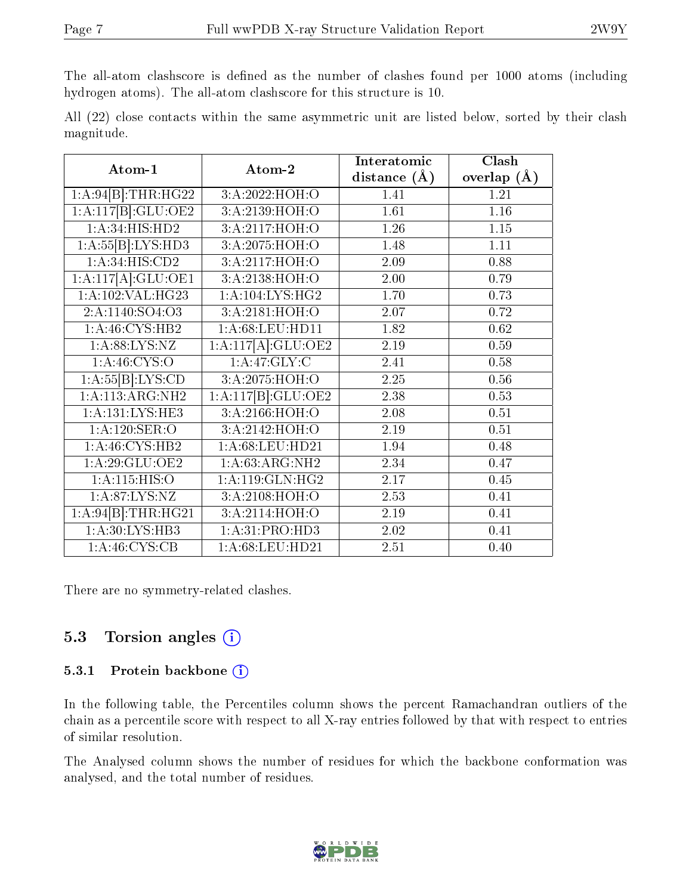The all-atom clashscore is defined as the number of clashes found per 1000 atoms (including hydrogen atoms). The all-atom clashscore for this structure is 10.

All (22) close contacts within the same asymmetric unit are listed below, sorted by their clash magnitude.

| Atom-1 | Atom-2 | Interatomic distance (Å) | Clash overlap (Å) |
|---|---|---|---|
| 1:A:94[B]:THR:HG22 | 3:A:2022:HOH:O | 1.41 | 1.21 |
| 1:A:117[B]:GLU:OE2 | 3:A:2139:HOH:O | 1.61 | 1.16 |
| 1:A:34:HIS:HD2 | 3:A:2117:HOH:O | 1.26 | 1.15 |
| 1:A:55[B]:LYS:HD3 | 3:A:2075:HOH:O | 1.48 | 1.11 |
| 1:A:34:HIS:CD2 | 3:A:2117:HOH:O | 2.09 | 0.88 |
| 1:A:117[A]:GLU:OE1 | 3:A:2138:HOH:O | 2.00 | 0.79 |
| 1:A:102:VAL:HG23 | 1:A:104:LYS:HG2 | 1.70 | 0.73 |
| 2:A:1140:SO4:O3 | 3:A:2181:HOH:O | 2.07 | 0.72 |
| 1:A:46:CYS:HB2 | 1:A:68:LEU:HD11 | 1.82 | 0.62 |
| 1:A:88:LYS:NZ | 1:A:117[A]:GLU:OE2 | 2.19 | 0.59 |
| 1:A:46:CYS:O | 1:A:47:GLY:C | 2.41 | 0.58 |
| 1:A:55[B]:LYS:CD | 3:A:2075:HOH:O | 2.25 | 0.56 |
| 1:A:113:ARG:NH2 | 1:A:117[B]:GLU:OE2 | 2.38 | 0.53 |
| 1:A:131:LYS:HE3 | 3:A:2166:HOH:O | 2.08 | 0.51 |
| 1:A:120:SER:O | 3:A:2142:HOH:O | 2.19 | 0.51 |
| 1:A:46:CYS:HB2 | 1:A:68:LEU:HD21 | 1.94 | 0.48 |
| 1:A:29:GLU:OE2 | 1:A:63:ARG:NH2 | 2.34 | 0.47 |
| 1:A:115:HIS:O | 1:A:119:GLN:HG2 | 2.17 | 0.45 |
| 1:A:87:LYS:NZ | 3:A:2108:HOH:O | 2.53 | 0.41 |
| 1:A:94[B]:THR:HG21 | 3:A:2114:HOH:O | 2.19 | 0.41 |
| 1:A:30:LYS:HB3 | 1:A:31:PRO:HD3 | 2.02 | 0.41 |
| 1:A:46:CYS:CB | 1:A:68:LEU:HD21 | 2.51 | 0.40 |

There are no symmetry-related clashes.

## 5.3 Torsion angles

### 5.3.1 Protein backbone

In the following table, the Percentiles column shows the percent Ramachandran outliers of the chain as a percentile score with respect to all X-ray entries followed by that with respect to entries of similar resolution.

The Analysed column shows the number of residues for which the backbone conformation was analysed, and the total number of residues.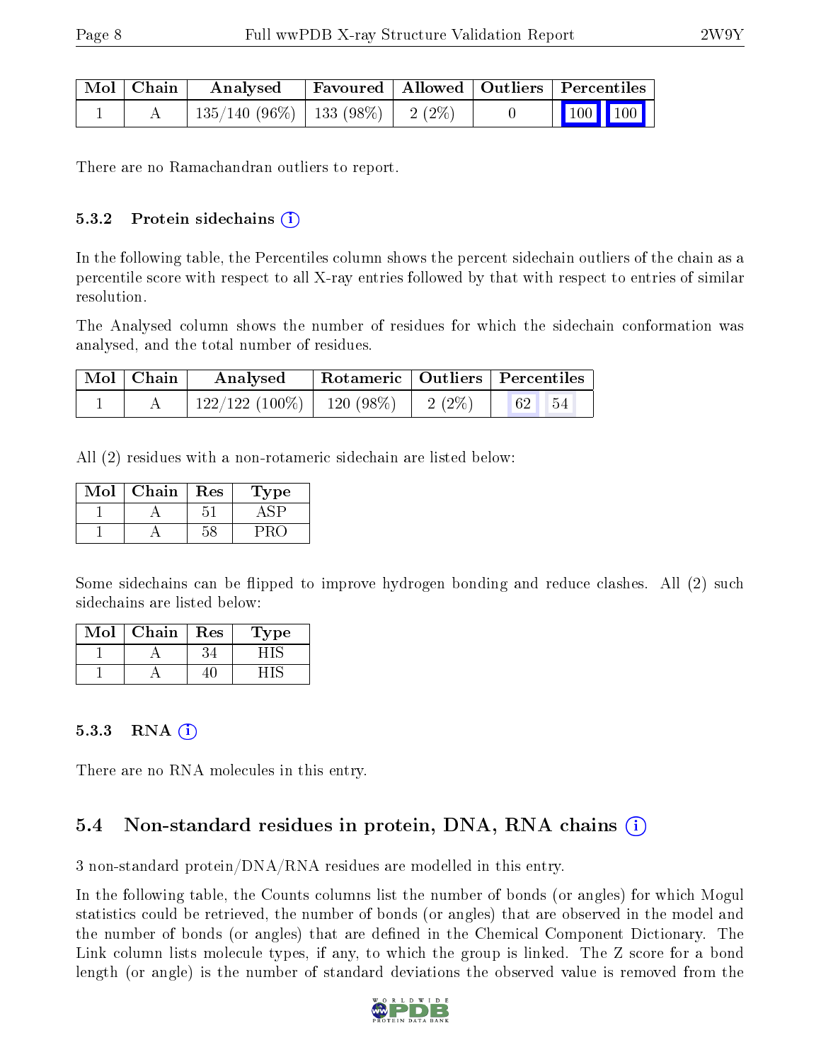| Mol | Chain | Analysed | Favoured | Allowed | Outliers | Percentiles | |
|---|---|---|---|---|---|---|---|
| 1 | A | 135/140 (96%) | 133 (98%) | 2 (2%) | 0 | 100 | 100 |

There are no Ramachandran outliers to report.

### 5.3.2 Protein sidechains

In the following table, the Percentiles column shows the percent sidechain outliers of the chain as a percentile score with respect to all X-ray entries followed by that with respect to entries of similar resolution.

The Analysed column shows the number of residues for which the sidechain conformation was analysed, and the total number of residues.

| Mol | Chain | Analysed | Rotameric | Outliers | Percentiles | |
|---|---|---|---|---|---|---|
| 1 | A | 122/122 (100%) | 120 (98%) | 2 (2%) | 62 | 54 |

All (2) residues with a non-rotameric sidechain are listed below:

| Mol | Chain | Res | Type |
|---|---|---|---|
| 1 | A | 51 | ASP |
| 1 | A | 58 | PRO |

Some sidechains can be flipped to improve hydrogen bonding and reduce clashes. All (2) such sidechains are listed below:

| Mol | Chain | Res | Type |
|---|---|---|---|
| 1 | A | 34 | HIS |
| 1 | A | 40 | HIS |

### 5.3.3 RNA

There are no RNA molecules in this entry.

## 5.4 Non-standard residues in protein, DNA, RNA chains

3 non-standard protein/DNA/RNA residues are modelled in this entry.

In the following table, the Counts columns list the number of bonds (or angles) for which Mogul statistics could be retrieved, the number of bonds (or angles) that are observed in the model and the number of bonds (or angles) that are defined in the Chemical Component Dictionary. The Link column lists molecule types, if any, to which the group is linked. The Z score for a bond length (or angle) is the number of standard deviations the observed value is removed from the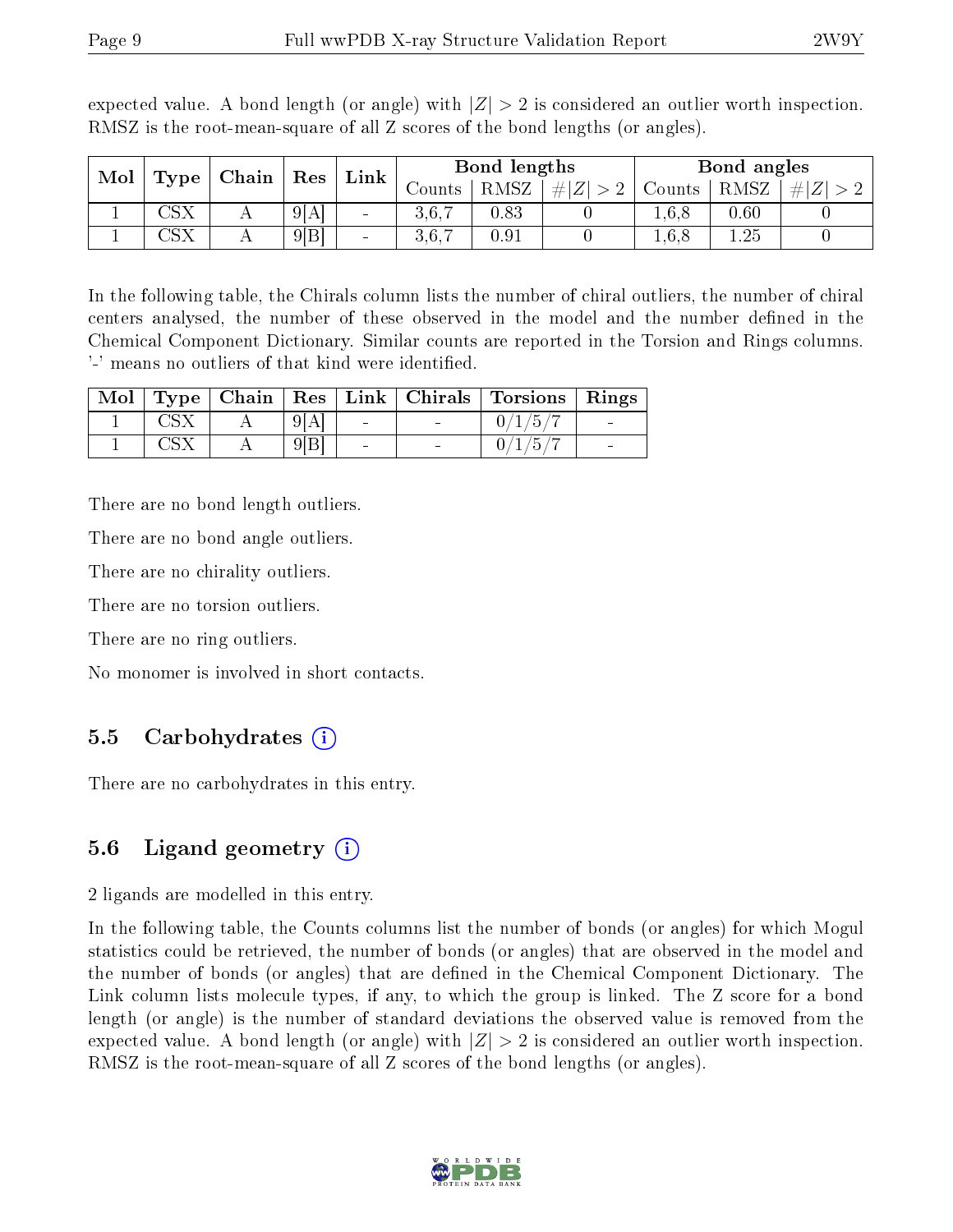expected value. A bond length (or angle) with $|Z| > 2$ is considered an outlier worth inspection. RMSZ is the root-mean-square of all Z scores of the bond lengths (or angles).

| Mol | Type | Chain | Res | Link | Bond lengths | | | Bond angles | | |
|---|---|---|---|---|---|---|---|---|---|---|
| | | | | | Counts | RMSZ | $\#|Z| > 2$ | Counts | RMSZ | $\#|Z| > 2$ |
| 1 | CSX | A | 9[A] | - | 3,6,7 | 0.83 | 0 | 1,6,8 | 0.60 | 0 |
| 1 | CSX | A | 9[B] | - | 3,6,7 | 0.91 | 0 | 1,6,8 | 1.25 | 0 |

In the following table, the Chirals column lists the number of chiral outliers, the number of chiral centers analysed, the number of these observed in the model and the number defined in the Chemical Component Dictionary. Similar counts are reported in the Torsion and Rings columns. '-' means no outliers of that kind were identified.

| Mol | Type | Chain | Res | Link | Chirals | Torsions | Rings |
|---|---|---|---|---|---|---|---|
| 1 | CSX | A | 9[A] | - | - | 0/1/5/7 | - |
| 1 | CSX | A | 9[B] | - | - | 0/1/5/7 | - |

There are no bond length outliers.

There are no bond angle outliers.

There are no chirality outliers.

There are no torsion outliers.

There are no ring outliers.

No monomer is involved in short contacts.

## 5.5 Carbohydrates

There are no carbohydrates in this entry.

## 5.6 Ligand geometry

2 ligands are modelled in this entry.

In the following table, the Counts columns list the number of bonds (or angles) for which Mogul statistics could be retrieved, the number of bonds (or angles) that are observed in the model and the number of bonds (or angles) that are defined in the Chemical Component Dictionary. The Link column lists molecule types, if any, to which the group is linked. The Z score for a bond length (or angle) is the number of standard deviations the observed value is removed from the expected value. A bond length (or angle) with $|Z| > 2$ is considered an outlier worth inspection. RMSZ is the root-mean-square of all Z scores of the bond lengths (or angles).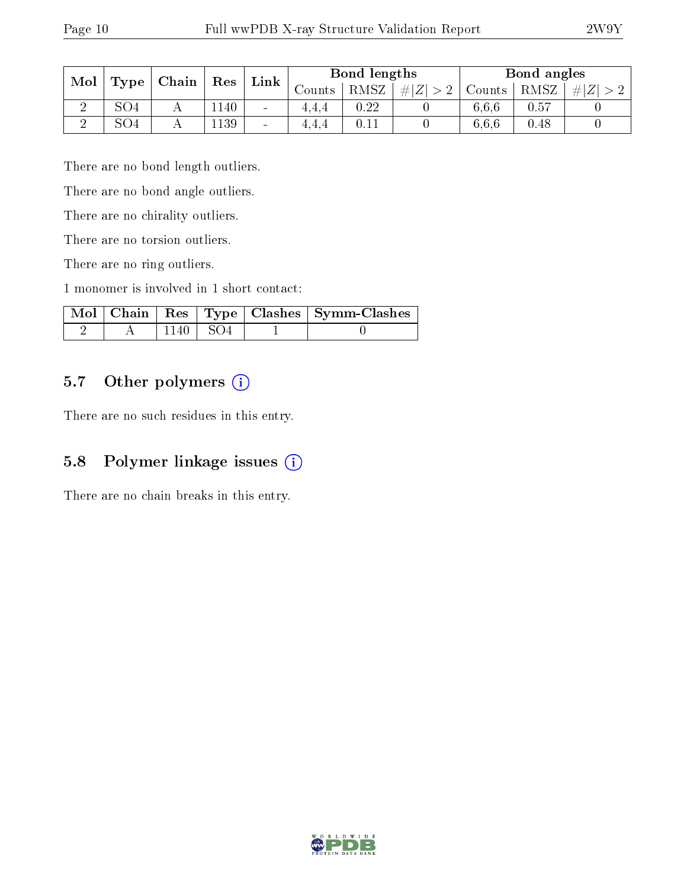| Mol | Type | Chain | Res | Link | Bond lengths | | | Bond angles | | |
|---|---|---|---|---|---|---|---|---|---|---|
| | | | | | Counts | RMSZ | $\#\|Z\| > 2$ | Counts | RMSZ | $\#\|Z\| > 2$ |
| 2 | SO4 | A | 1140 | - | 4,4,4 | 0.22 | 0 | 6,6,6 | 0.57 | 0 |
| 2 | SO4 | A | 1139 | - | 4,4,4 | 0.11 | 0 | 6,6,6 | 0.48 | 0 |

There are no bond length outliers.

There are no bond angle outliers.

There are no chirality outliers.

There are no torsion outliers.

There are no ring outliers.

1 monomer is involved in 1 short contact:

| Mol | Chain | Res | Type | Clashes | Symm-Clashes |
|---|---|---|---|---|---|
| 2 | A | 1140 | SO4 | 1 | 0 |

## 5.7 Other polymers

There are no such residues in this entry.

## 5.8 Polymer linkage issues

There are no chain breaks in this entry.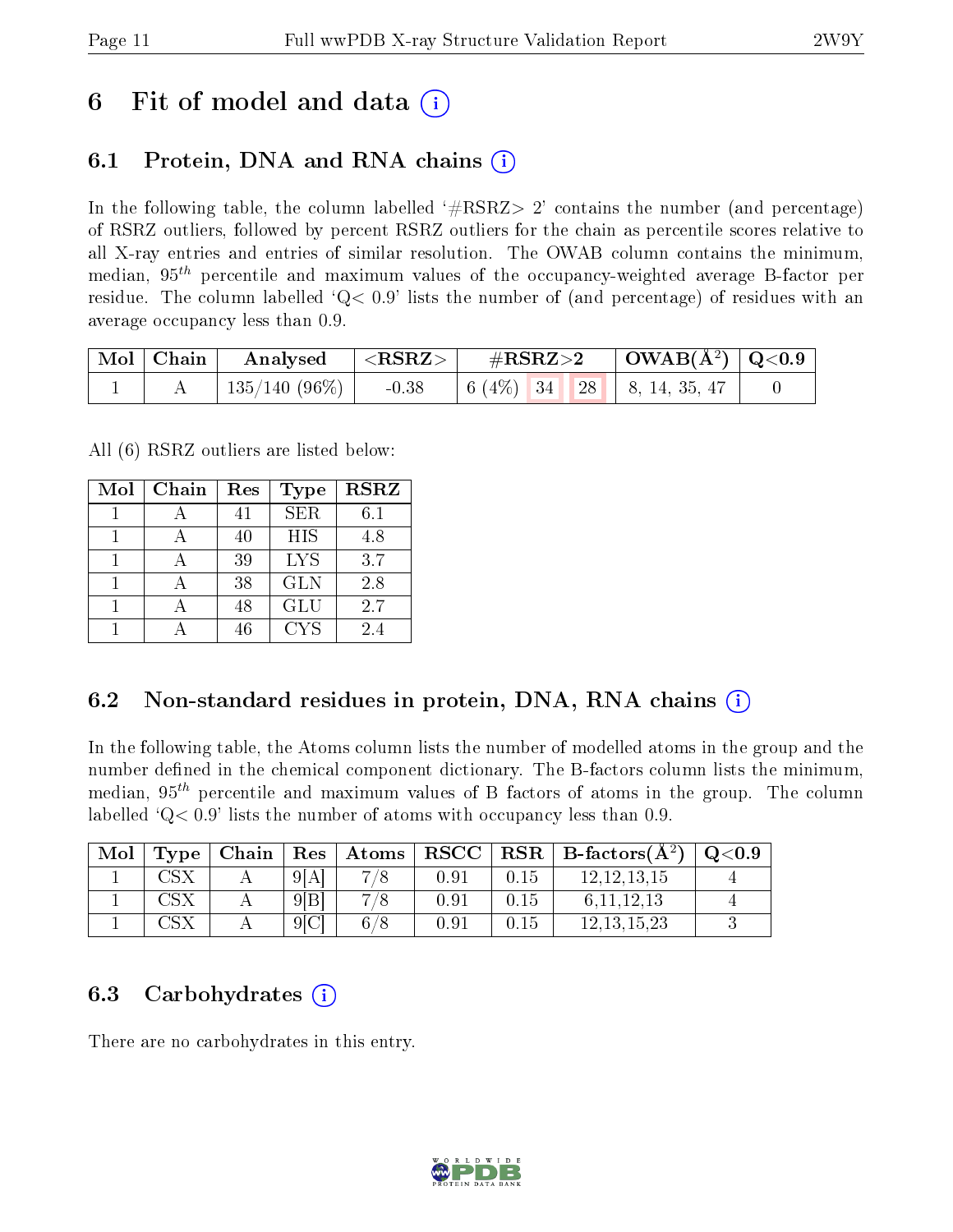# 6 Fit of model and data

## 6.1 Protein, DNA and RNA chains

In the following table, the column labelled '#RSRZ> 2' contains the number (and percentage) of RSRZ outliers, followed by percent RSRZ outliers for the chain as percentile scores relative to all X-ray entries and entries of similar resolution. The OWAB column contains the minimum, median, $95^{th}$ percentile and maximum values of the occupancy-weighted average B-factor per residue. The column labelled 'Q< 0.9' lists the number of (and percentage) of residues with an average occupancy less than 0.9.

| Mol | Chain | Analysed | <RSRZ> | #RSRZ>2 | | | OWAB(Å$^2$) | Q<0.9 |
|---|---|---|---|---|---|---|---|---|
| 1 | A | 135/140 (96%) | -0.38 | 6 (4%) | 34 | 28 | 8, 14, 35, 47 | 0 |

All (6) RSRZ outliers are listed below:

| Mol | Chain | Res | Type | RSRZ |
|---|---|---|---|---|
| 1 | A | 41 | SER | 6.1 |
| 1 | A | 40 | HIS | 4.8 |
| 1 | A | 39 | LYS | 3.7 |
| 1 | A | 38 | GLN | 2.8 |
| 1 | A | 48 | GLU | 2.7 |
| 1 | A | 46 | CYS | 2.4 |

## 6.2 Non-standard residues in protein, DNA, RNA chains

In the following table, the Atoms column lists the number of modelled atoms in the group and the number defined in the chemical component dictionary. The B-factors column lists the minimum, median, $95^{th}$ percentile and maximum values of B factors of atoms in the group. The column labelled 'Q< 0.9' lists the number of atoms with occupancy less than 0.9.

| Mol | Type | Chain | Res | Atoms | RSCC | RSR | B-factors(Å$^2$) | Q<0.9 |
|---|---|---|---|---|---|---|---|---|
| 1 | CSX | A | 9[A] | 7/8 | 0.91 | 0.15 | 12,12,13,15 | 4 |
| 1 | CSX | A | 9[B] | 7/8 | 0.91 | 0.15 | 6,11,12,13 | 4 |
| 1 | CSX | A | 9[C] | 6/8 | 0.91 | 0.15 | 12,13,15,23 | 3 |

## 6.3 Carbohydrates

There are no carbohydrates in this entry.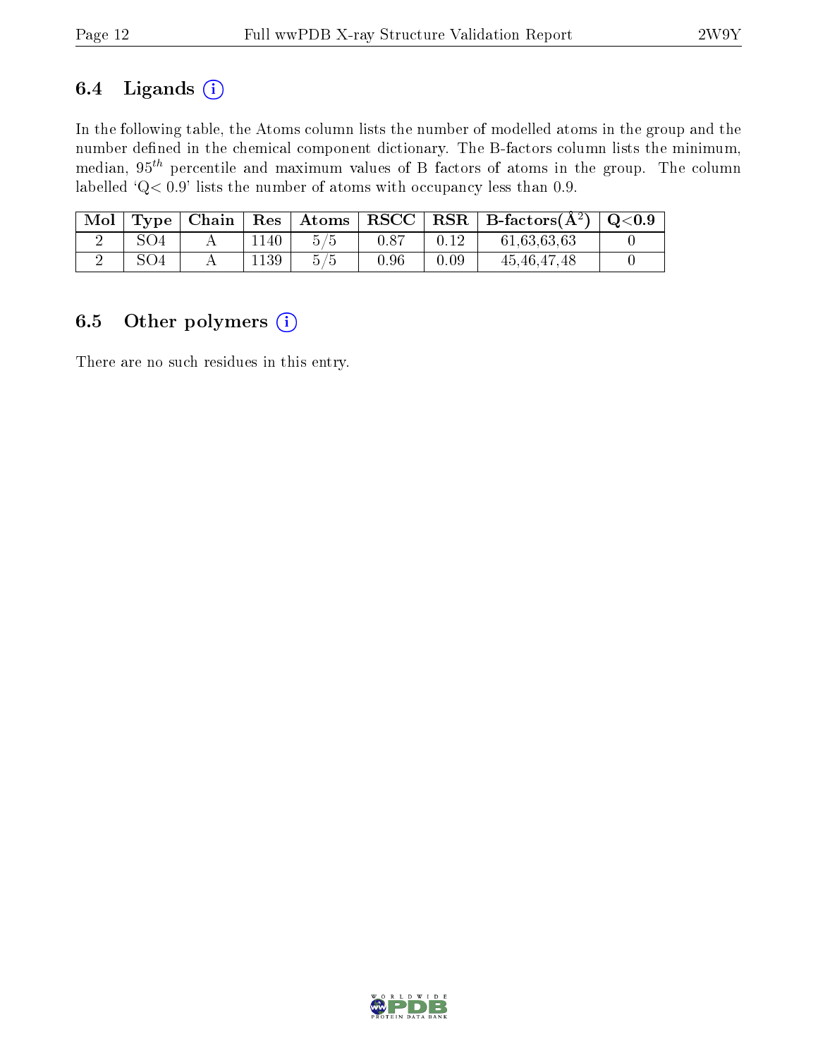## 6.4 Ligands (i)

In the following table, the Atoms column lists the number of modelled atoms in the group and the number defined in the chemical component dictionary. The B-factors column lists the minimum, median, $95^{th}$ percentile and maximum values of B factors of atoms in the group. The column labelled 'Q< 0.9' lists the number of atoms with occupancy less than 0.9.

| Mol | Type | Chain | Res | Atoms | RSCC | RSR | B-factors(Å$^2$) | Q<0.9 |
|---|---|---|---|---|---|---|---|---|
| 2 | SO4 | A | 1140 | 5/5 | 0.87 | 0.12 | 61,63,63,63 | 0 |
| 2 | SO4 | A | 1139 | 5/5 | 0.96 | 0.09 | 45,46,47,48 | 0 |

## 6.5 Other polymers (i)

There are no such residues in this entry.